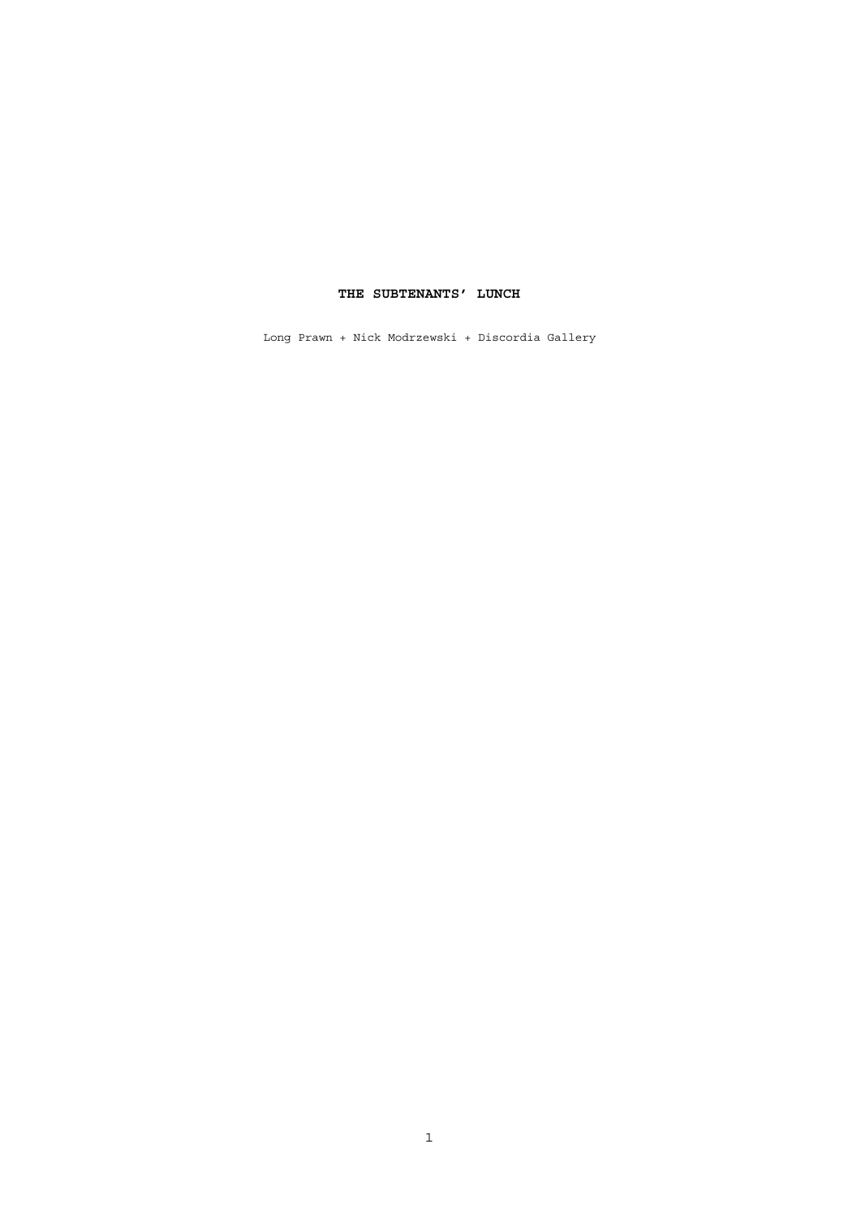# THE SUBTENANTS' LUNCH

Long Prawn + Nick Modrzewski + Discordia Gallery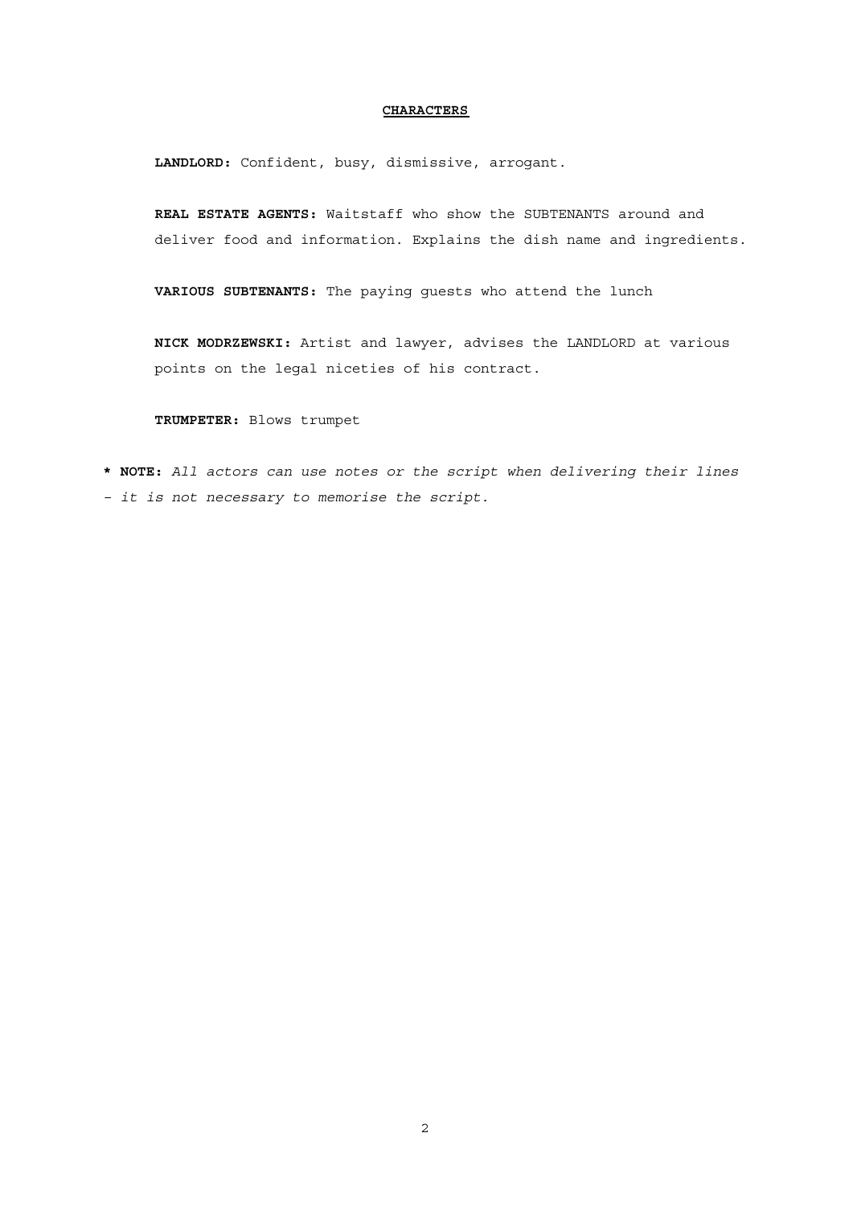## CHARACTERS

**LANDLORD:** Confident, busy, dismissive, arrogant.

**REAL ESTATE AGENTS:** Waitstaff who show the SUBTENANTS around and deliver food and information. Explains the dish name and ingredients.

**VARIOUS SUBTENANTS:** The paying guests who attend the lunch

**NICK MODRZEWSKI:** Artist and lawyer, advises the LANDLORD at various points on the legal niceties of his contract.

**TRUMPETER:** Blows trumpet

* **NOTE:** *All actors can use notes or the script when delivering their lines – it is not necessary to memorise the script.*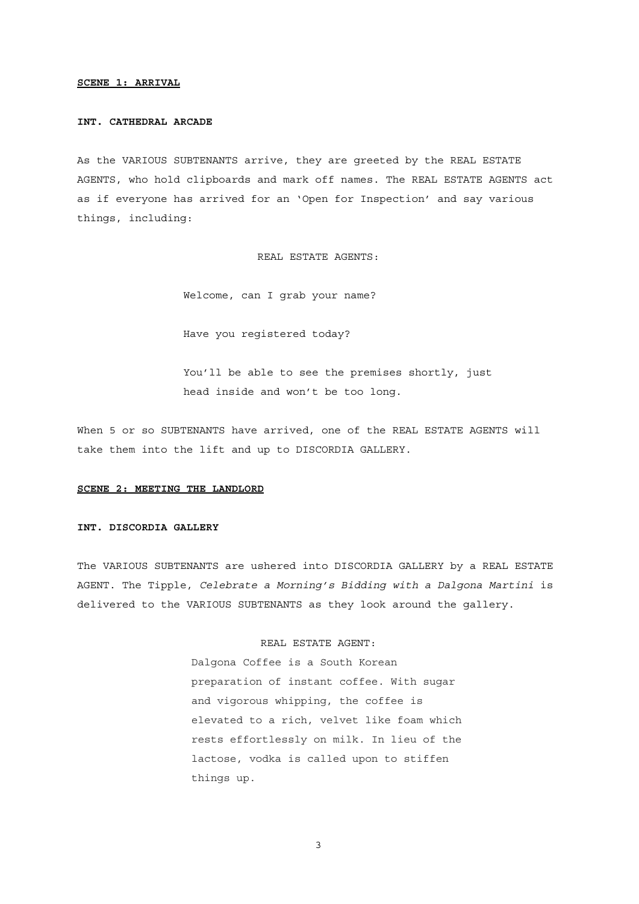**SCENE 1: ARRIVAL**

**INT. CATHEDRAL ARCADE**

As the VARIOUS SUBTENANTS arrive, they are greeted by the REAL ESTATE AGENTS, who hold clipboards and mark off names. The REAL ESTATE AGENTS act as if everyone has arrived for an 'Open for Inspection' and say various things, including:

REAL ESTATE AGENTS:

Welcome, can I grab your name?

Have you registered today?

You'll be able to see the premises shortly, just head inside and won't be too long.

When 5 or so SUBTENANTS have arrived, one of the REAL ESTATE AGENTS will take them into the lift and up to DISCORDIA GALLERY.

**SCENE 2: MEETING THE LANDLORD**

**INT. DISCORDIA GALLERY**

The VARIOUS SUBTENANTS are ushered into DISCORDIA GALLERY by a REAL ESTATE AGENT. The Tipple, *Celebrate a Morning's Bidding with a Dalgona Martini* is delivered to the VARIOUS SUBTENANTS as they look around the gallery.

REAL ESTATE AGENT:

Dalgona Coffee is a South Korean preparation of instant coffee. With sugar and vigorous whipping, the coffee is elevated to a rich, velvet like foam which rests effortlessly on milk. In lieu of the lactose, vodka is called upon to stiffen things up.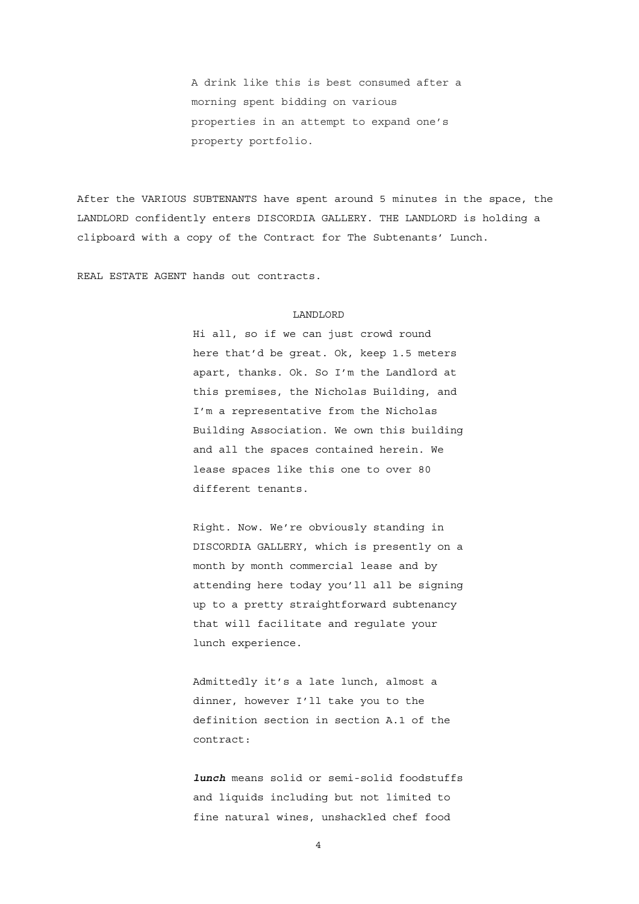A drink like this is best consumed after a morning spent bidding on various properties in an attempt to expand one's property portfolio.

After the VARIOUS SUBTENANTS have spent around 5 minutes in the space, the LANDLORD confidently enters DISCORDIA GALLERY. THE LANDLORD is holding a clipboard with a copy of the Contract for The Subtenants' Lunch.

REAL ESTATE AGENT hands out contracts.

LANDLORD

Hi all, so if we can just crowd round here that'd be great. Ok, keep 1.5 meters apart, thanks. Ok. So I'm the Landlord at this premises, the Nicholas Building, and I'm a representative from the Nicholas Building Association. We own this building and all the spaces contained herein. We lease spaces like this one to over 80 different tenants.

Right. Now. We're obviously standing in DISCORDIA GALLERY, which is presently on a month by month commercial lease and by attending here today you'll all be signing up to a pretty straightforward subtenancy that will facilitate and regulate your lunch experience.

Admittedly it's a late lunch, almost a dinner, however I'll take you to the definition section in section A.1 of the contract:

***lunch*** means solid or semi-solid foodstuffs and liquids including but not limited to fine natural wines, unshackled chef food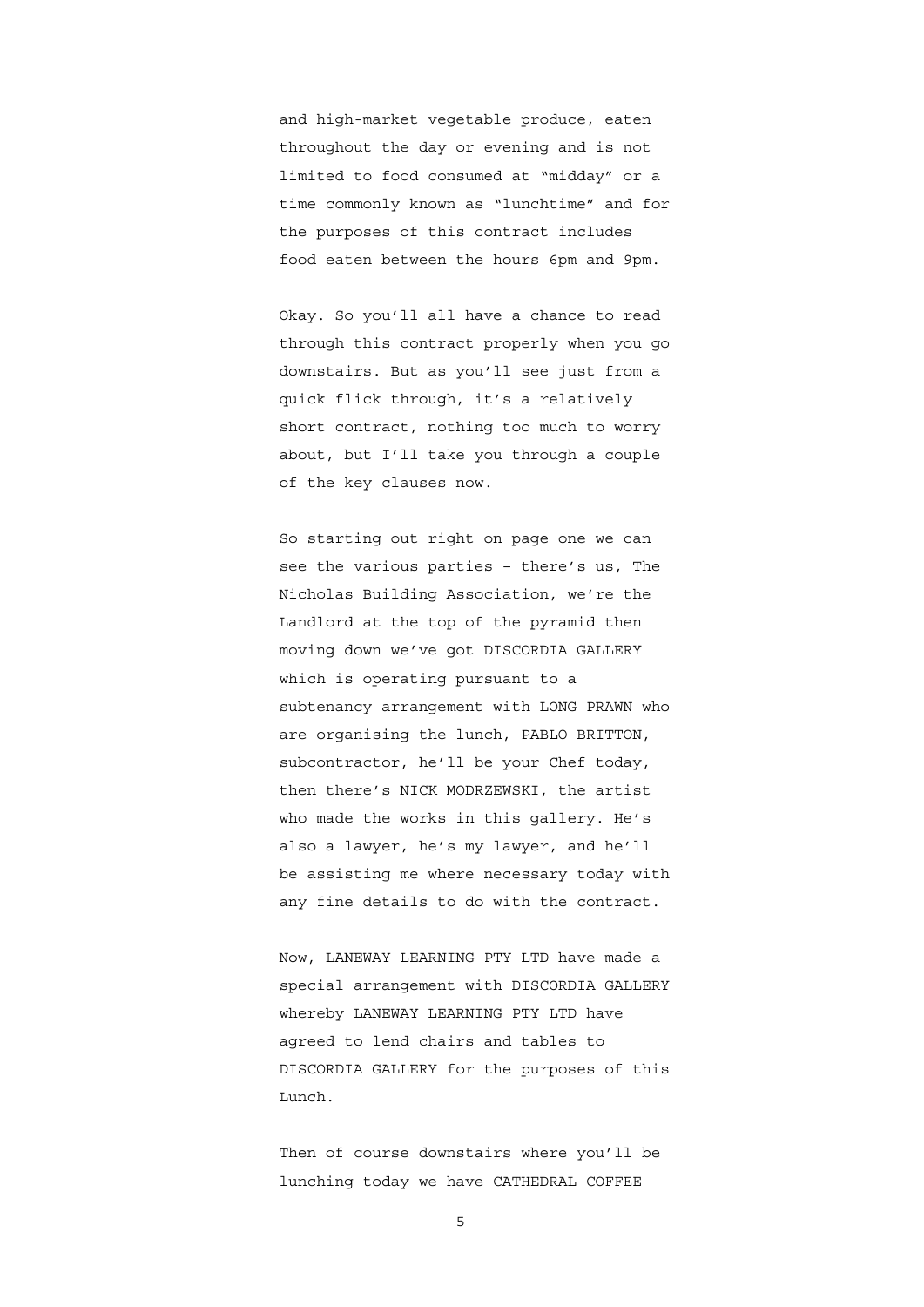and high-market vegetable produce, eaten throughout the day or evening and is not limited to food consumed at “midday” or a time commonly known as “lunchtime” and for the purposes of this contract includes food eaten between the hours 6pm and 9pm.

Okay. So you’ll all have a chance to read through this contract properly when you go downstairs. But as you’ll see just from a quick flick through, it’s a relatively short contract, nothing too much to worry about, but I’ll take you through a couple of the key clauses now.

So starting out right on page one we can see the various parties – there’s us, The Nicholas Building Association, we’re the Landlord at the top of the pyramid then moving down we’ve got DISCORDIA GALLERY which is operating pursuant to a subtenancy arrangement with LONG PRAWN who are organising the lunch, PABLO BRITTON, subcontractor, he’ll be your Chef today, then there’s NICK MODRZEWSKI, the artist who made the works in this gallery. He’s also a lawyer, he’s my lawyer, and he’ll be assisting me where necessary today with any fine details to do with the contract.

Now, LANEWAY LEARNING PTY LTD have made a special arrangement with DISCORDIA GALLERY whereby LANEWAY LEARNING PTY LTD have agreed to lend chairs and tables to DISCORDIA GALLERY for the purposes of this Lunch.

Then of course downstairs where you’ll be lunching today we have CATHEDRAL COFFEE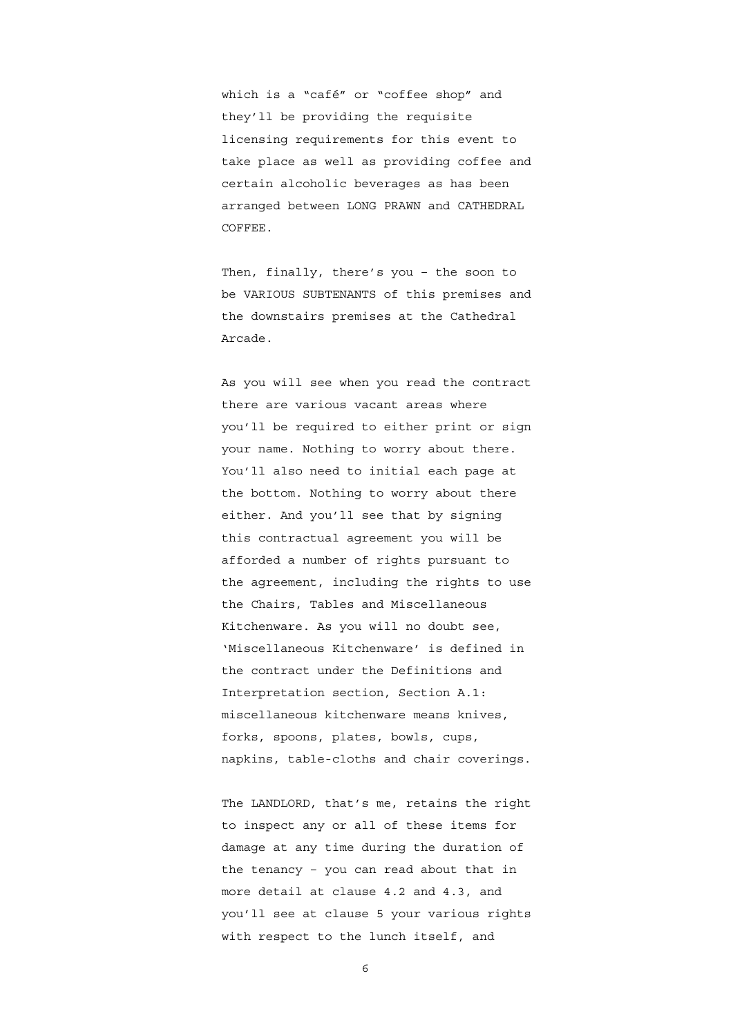which is a "café" or "coffee shop" and they'll be providing the requisite licensing requirements for this event to take place as well as providing coffee and certain alcoholic beverages as has been arranged between LONG PRAWN and CATHEDRAL COFFEE.

Then, finally, there's you – the soon to be VARIOUS SUBTENANTS of this premises and the downstairs premises at the Cathedral Arcade.

As you will see when you read the contract there are various vacant areas where you'll be required to either print or sign your name. Nothing to worry about there. You'll also need to initial each page at the bottom. Nothing to worry about there either. And you'll see that by signing this contractual agreement you will be afforded a number of rights pursuant to the agreement, including the rights to use the Chairs, Tables and Miscellaneous Kitchenware. As you will no doubt see, 'Miscellaneous Kitchenware' is defined in the contract under the Definitions and Interpretation section, Section A.1: miscellaneous kitchenware means knives, forks, spoons, plates, bowls, cups, napkins, table-cloths and chair coverings.

The LANDLORD, that's me, retains the right to inspect any or all of these items for damage at any time during the duration of the tenancy – you can read about that in more detail at clause 4.2 and 4.3, and you'll see at clause 5 your various rights with respect to the lunch itself, and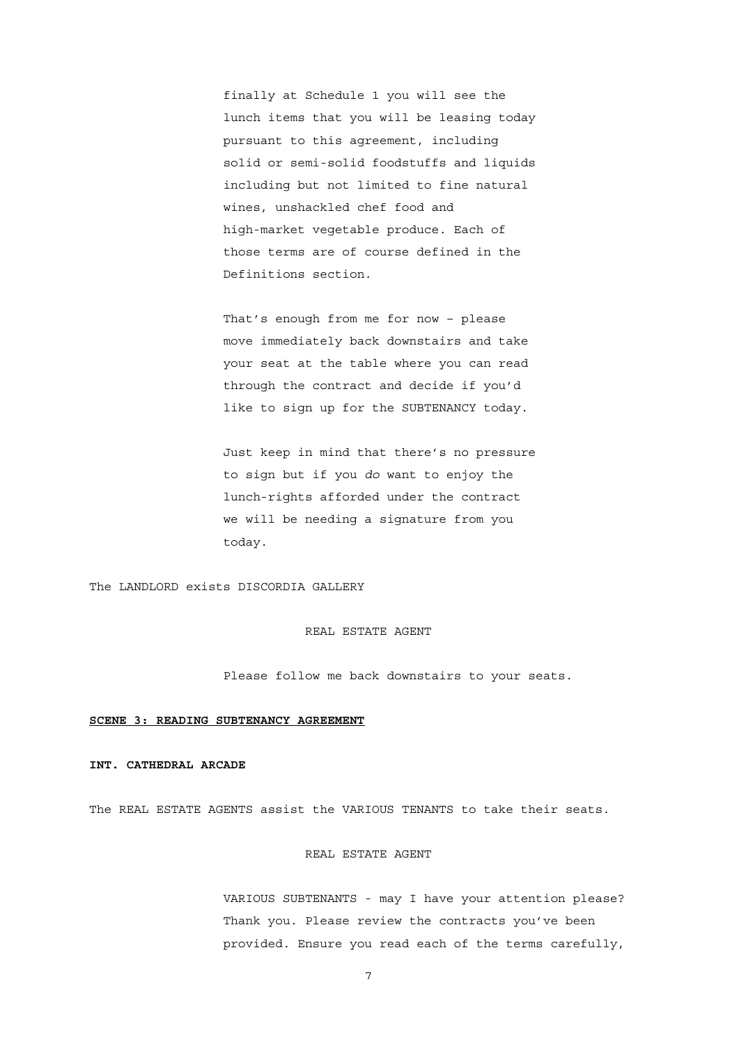finally at Schedule 1 you will see the lunch items that you will be leasing today pursuant to this agreement, including solid or semi-solid foodstuffs and liquids including but not limited to fine natural wines, unshackled chef food and high-market vegetable produce. Each of those terms are of course defined in the Definitions section.

That's enough from me for now – please move immediately back downstairs and take your seat at the table where you can read through the contract and decide if you'd like to sign up for the SUBTENANCY today.

Just keep in mind that there's no pressure to sign but if you *do* want to enjoy the lunch-rights afforded under the contract we will be needing a signature from you today.

The LANDLORD exists DISCORDIA GALLERY

REAL ESTATE AGENT

Please follow me back downstairs to your seats.

**SCENE 3: READING SUBTENANCY AGREEMENT**

**INT. CATHEDRAL ARCADE**

The REAL ESTATE AGENTS assist the VARIOUS TENANTS to take their seats.

REAL ESTATE AGENT

VARIOUS SUBTENANTS - may I have your attention please? Thank you. Please review the contracts you've been provided. Ensure you read each of the terms carefully,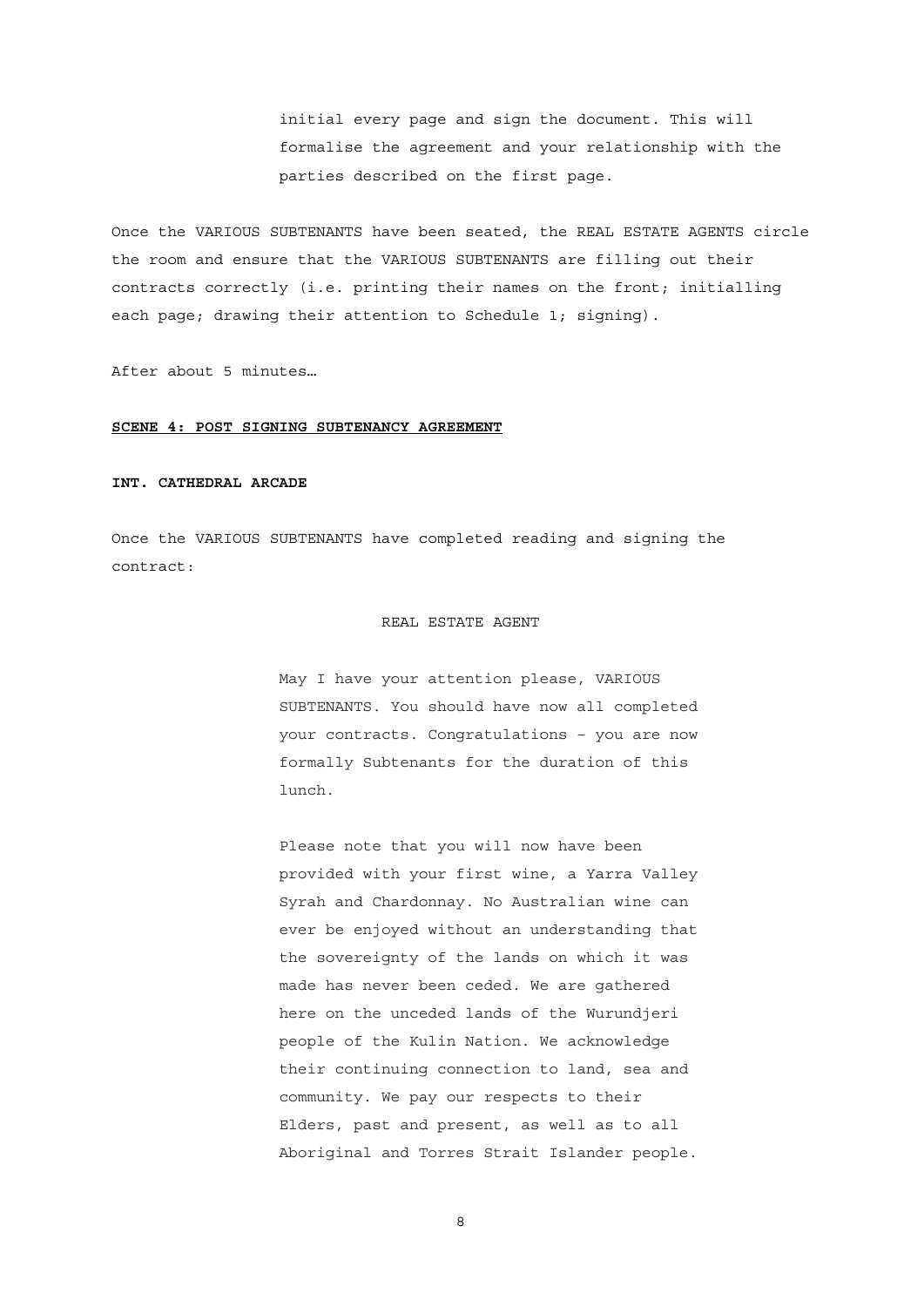initial every page and sign the document. This will formalise the agreement and your relationship with the parties described on the first page.

Once the VARIOUS SUBTENANTS have been seated, the REAL ESTATE AGENTS circle the room and ensure that the VARIOUS SUBTENANTS are filling out their contracts correctly (i.e. printing their names on the front; initialling each page; drawing their attention to Schedule 1; signing).

After about 5 minutes…

**SCENE 4: POST SIGNING SUBTENANCY AGREEMENT**

**INT. CATHEDRAL ARCADE**

Once the VARIOUS SUBTENANTS have completed reading and signing the contract:

REAL ESTATE AGENT

May I have your attention please, VARIOUS SUBTENANTS. You should have now all completed your contracts. Congratulations – you are now formally Subtenants for the duration of this lunch.

Please note that you will now have been provided with your first wine, a Yarra Valley Syrah and Chardonnay. No Australian wine can ever be enjoyed without an understanding that the sovereignty of the lands on which it was made has never been ceded. We are gathered here on the unceded lands of the Wurundjeri people of the Kulin Nation. We acknowledge their continuing connection to land, sea and community. We pay our respects to their Elders, past and present, as well as to all Aboriginal and Torres Strait Islander people.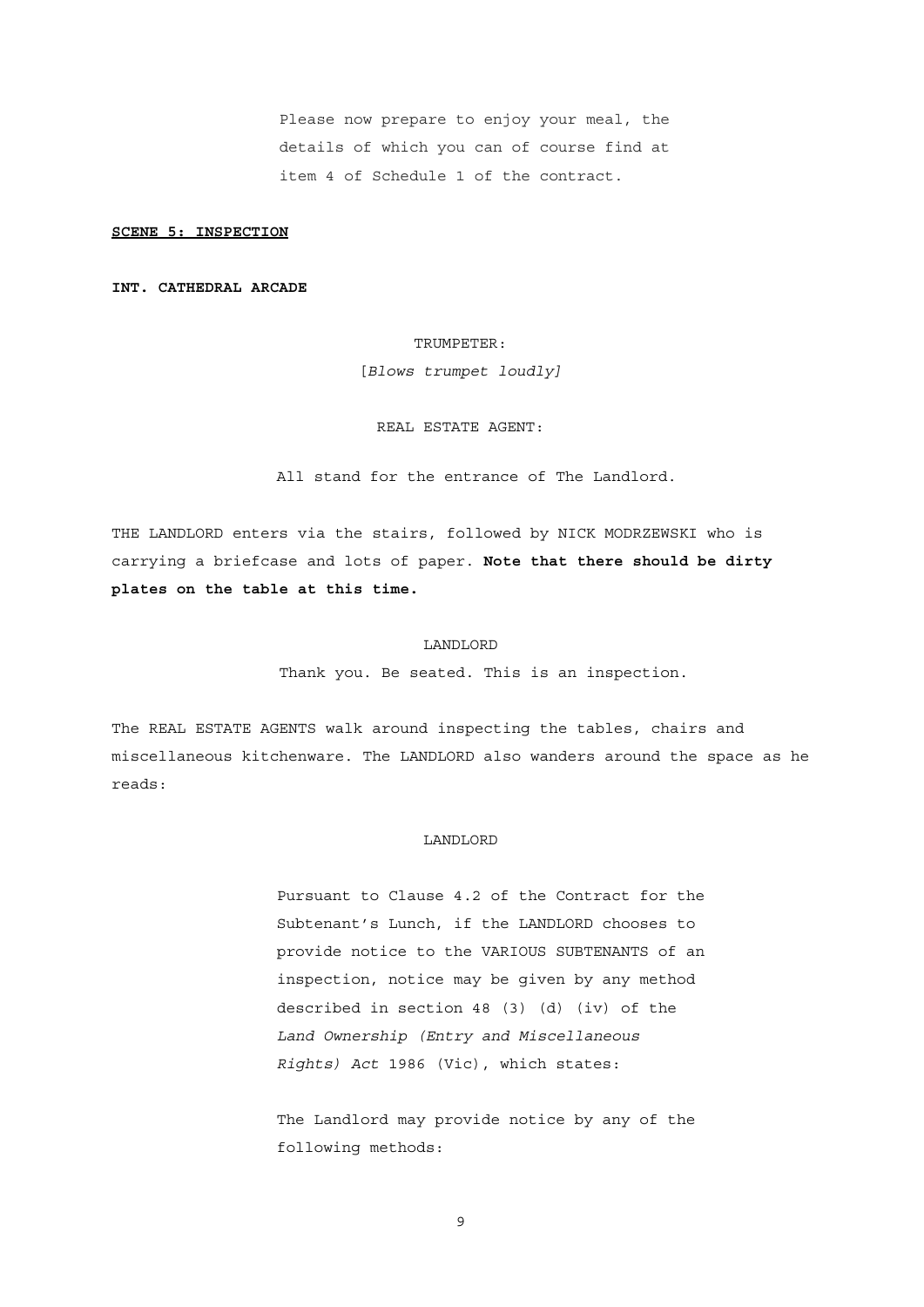Please now prepare to enjoy your meal, the details of which you can of course find at item 4 of Schedule 1 of the contract.

**SCENE 5: INSPECTION**

**INT. CATHEDRAL ARCADE**

TRUMPETER:

[*Blows trumpet loudly]*

REAL ESTATE AGENT:

All stand for the entrance of The Landlord.

THE LANDLORD enters via the stairs, followed by NICK MODRZEWSKI who is carrying a briefcase and lots of paper. **Note that there should be dirty plates on the table at this time.**

LANDLORD

Thank you. Be seated. This is an inspection.

The REAL ESTATE AGENTS walk around inspecting the tables, chairs and miscellaneous kitchenware. The LANDLORD also wanders around the space as he reads:

LANDLORD

Pursuant to Clause 4.2 of the Contract for the Subtenant's Lunch, if the LANDLORD chooses to provide notice to the VARIOUS SUBTENANTS of an inspection, notice may be given by any method described in section 48 (3) (d) (iv) of the *Land Ownership (Entry and Miscellaneous Rights) Act* 1986 (Vic), which states:

The Landlord may provide notice by any of the following methods: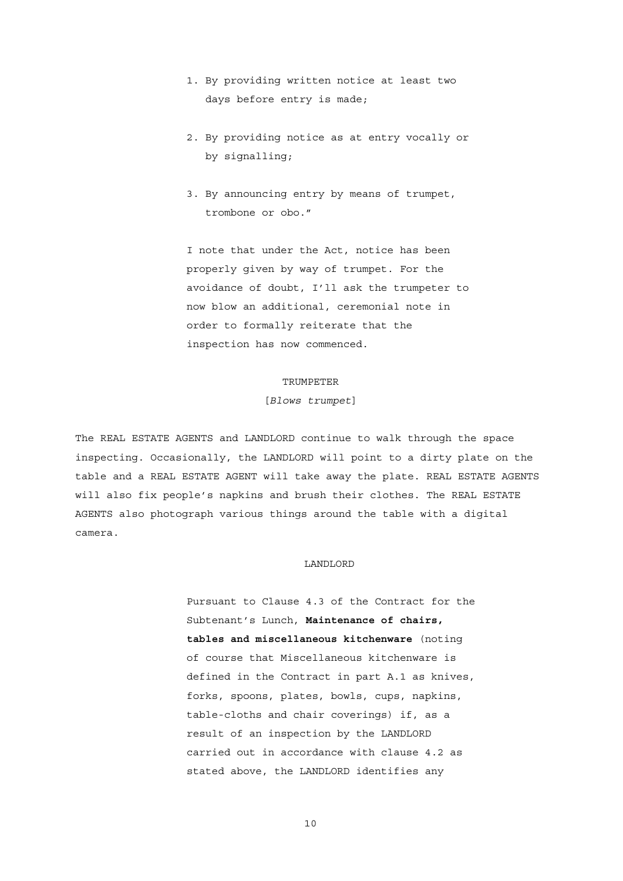1. By providing written notice at least two days before entry is made;

2. By providing notice as at entry vocally or by signalling;

3. By announcing entry by means of trumpet, trombone or obo."

I note that under the Act, notice has been properly given by way of trumpet. For the avoidance of doubt, I'll ask the trumpeter to now blow an additional, ceremonial note in order to formally reiterate that the inspection has now commenced.

TRUMPETER

[*Blows trumpet*]

The REAL ESTATE AGENTS and LANDLORD continue to walk through the space inspecting. Occasionally, the LANDLORD will point to a dirty plate on the table and a REAL ESTATE AGENT will take away the plate. REAL ESTATE AGENTS will also fix people's napkins and brush their clothes. The REAL ESTATE AGENTS also photograph various things around the table with a digital camera.

LANDLORD

Pursuant to Clause 4.3 of the Contract for the Subtenant's Lunch, **Maintenance of chairs, tables and miscellaneous kitchenware** (noting of course that Miscellaneous kitchenware is defined in the Contract in part A.1 as knives, forks, spoons, plates, bowls, cups, napkins, table-cloths and chair coverings) if, as a result of an inspection by the LANDLORD carried out in accordance with clause 4.2 as stated above, the LANDLORD identifies any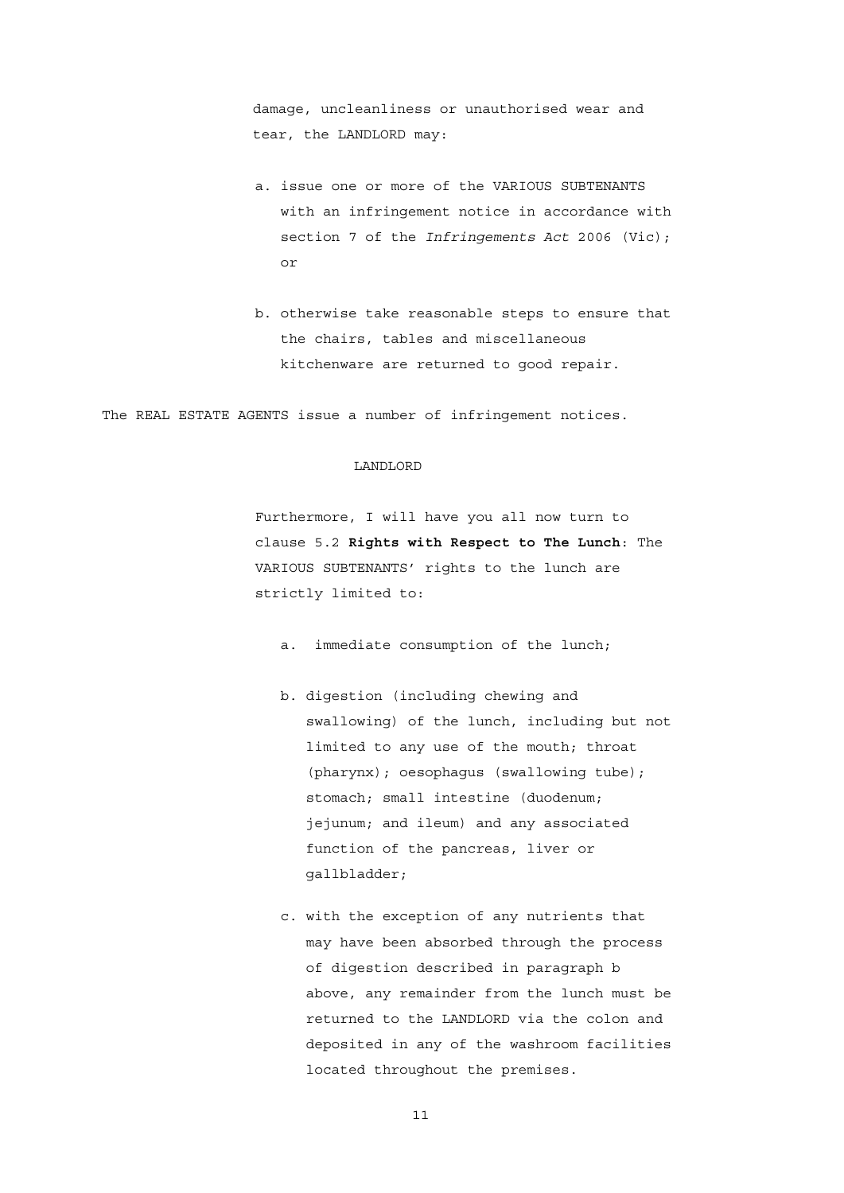damage, uncleanliness or unauthorised wear and tear, the LANDLORD may:

a. issue one or more of the VARIOUS SUBTENANTS with an infringement notice in accordance with section 7 of the *Infringements Act* 2006 (Vic); or

b. otherwise take reasonable steps to ensure that the chairs, tables and miscellaneous kitchenware are returned to good repair.

The REAL ESTATE AGENTS issue a number of infringement notices.

LANDLORD

Furthermore, I will have you all now turn to clause 5.2 **Rights with Respect to The Lunch**: The VARIOUS SUBTENANTS' rights to the lunch are strictly limited to:

a. immediate consumption of the lunch;

b. digestion (including chewing and swallowing) of the lunch, including but not limited to any use of the mouth; throat (pharynx); oesophagus (swallowing tube); stomach; small intestine (duodenum; jejunum; and ileum) and any associated function of the pancreas, liver or gallbladder;

c. with the exception of any nutrients that may have been absorbed through the process of digestion described in paragraph b above, any remainder from the lunch must be returned to the LANDLORD via the colon and deposited in any of the washroom facilities located throughout the premises.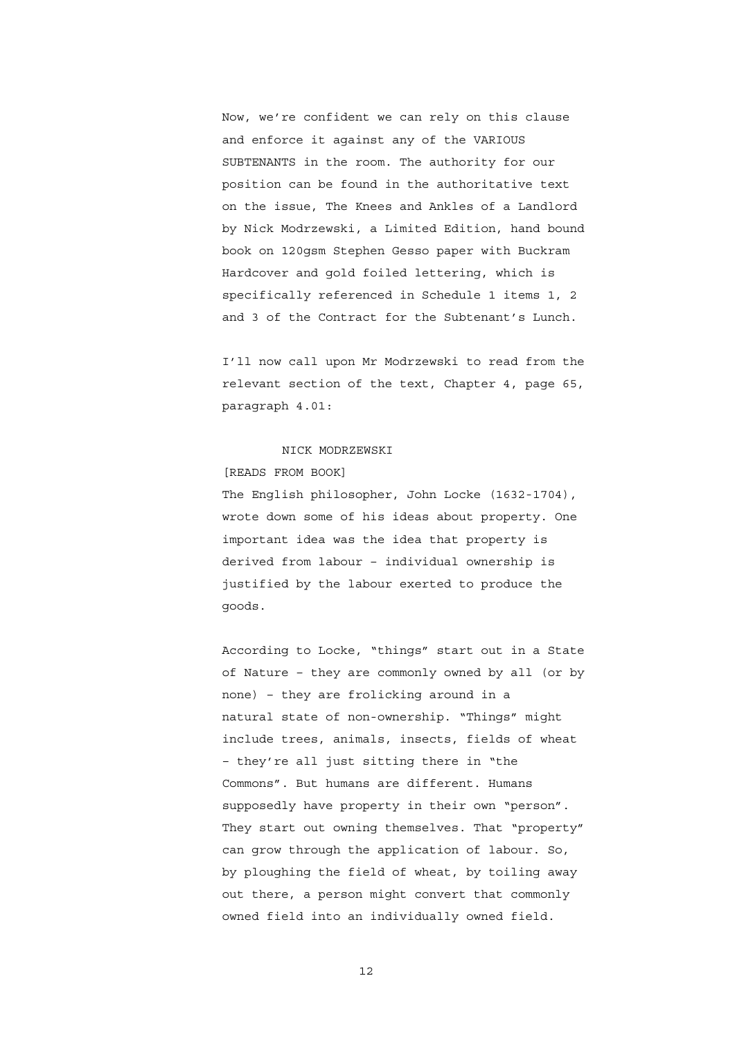Now, we're confident we can rely on this clause and enforce it against any of the VARIOUS SUBTENANTS in the room. The authority for our position can be found in the authoritative text on the issue, The Knees and Ankles of a Landlord by Nick Modrzewski, a Limited Edition, hand bound book on 120gsm Stephen Gesso paper with Buckram Hardcover and gold foiled lettering, which is specifically referenced in Schedule 1 items 1, 2 and 3 of the Contract for the Subtenant's Lunch.

I'll now call upon Mr Modrzewski to read from the relevant section of the text, Chapter 4, page 65, paragraph 4.01:

NICK MODRZEWSKI

[READS FROM BOOK]

The English philosopher, John Locke (1632-1704), wrote down some of his ideas about property. One important idea was the idea that property is derived from labour – individual ownership is justified by the labour exerted to produce the goods.

According to Locke, "things" start out in a State of Nature – they are commonly owned by all (or by none) – they are frolicking around in a natural state of non-ownership. "Things" might include trees, animals, insects, fields of wheat – they're all just sitting there in "the Commons". But humans are different. Humans supposedly have property in their own "person". They start out owning themselves. That "property" can grow through the application of labour. So, by ploughing the field of wheat, by toiling away out there, a person might convert that commonly owned field into an individually owned field.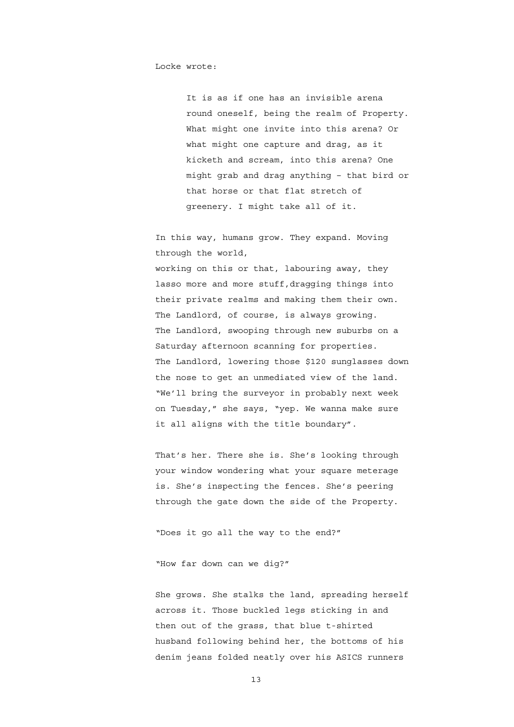Locke wrote:

> It is as if one has an invisible arena round oneself, being the realm of Property. What might one invite into this arena? Or what might one capture and drag, as it kicketh and scream, into this arena? One might grab and drag anything – that bird or that horse or that flat stretch of greenery. I might take all of it.

In this way, humans grow. They expand. Moving through the world,
working on this or that, labouring away, they lasso more and more stuff,dragging things into their private realms and making them their own. The Landlord, of course, is always growing. The Landlord, swooping through new suburbs on a Saturday afternoon scanning for properties. The Landlord, lowering those $120 sunglasses down the nose to get an unmediated view of the land. “We’ll bring the surveyor in probably next week on Tuesday,” she says, “yep. We wanna make sure it all aligns with the title boundary”.

That’s her. There she is. She’s looking through your window wondering what your square meterage is. She’s inspecting the fences. She’s peering through the gate down the side of the Property.

“Does it go all the way to the end?”

“How far down can we dig?”

She grows. She stalks the land, spreading herself across it. Those buckled legs sticking in and then out of the grass, that blue t-shirted husband following behind her, the bottoms of his denim jeans folded neatly over his ASICS runners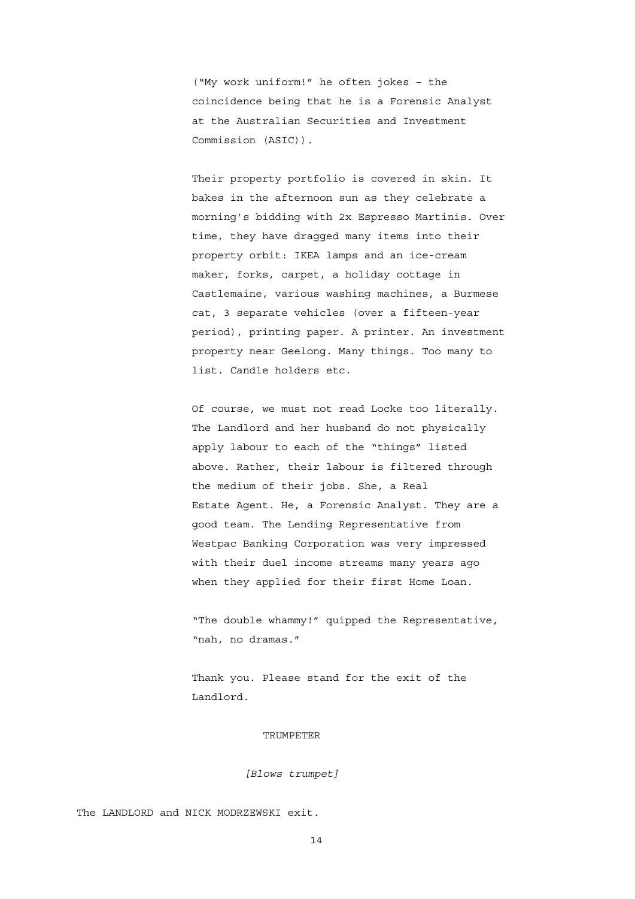("My work uniform!" he often jokes – the coincidence being that he is a Forensic Analyst at the Australian Securities and Investment Commission (ASIC)).

Their property portfolio is covered in skin. It bakes in the afternoon sun as they celebrate a morning's bidding with 2x Espresso Martinis. Over time, they have dragged many items into their property orbit: IKEA lamps and an ice-cream maker, forks, carpet, a holiday cottage in Castlemaine, various washing machines, a Burmese cat, 3 separate vehicles (over a fifteen-year period), printing paper. A printer. An investment property near Geelong. Many things. Too many to list. Candle holders etc.

Of course, we must not read Locke too literally. The Landlord and her husband do not physically apply labour to each of the "things" listed above. Rather, their labour is filtered through the medium of their jobs. She, a Real Estate Agent. He, a Forensic Analyst. They are a good team. The Lending Representative from Westpac Banking Corporation was very impressed with their duel income streams many years ago when they applied for their first Home Loan.

"The double whammy!" quipped the Representative, "nah, no dramas."

Thank you. Please stand for the exit of the Landlord.

TRUMPETER

*[Blows trumpet]*

The LANDLORD and NICK MODRZEWSKI exit.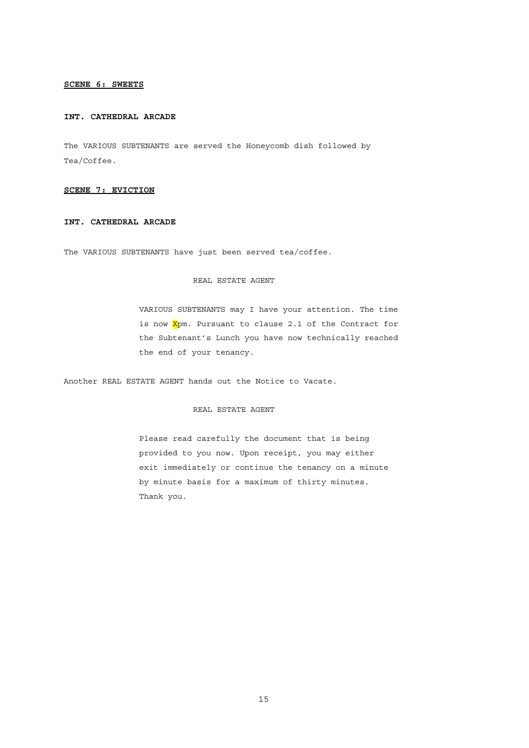**SCENE 6: SWEETS**

**INT. CATHEDRAL ARCADE**

The VARIOUS SUBTENANTS are served the Honeycomb dish followed by Tea/Coffee.

**SCENE 7: EVICTION**

**INT. CATHEDRAL ARCADE**

The VARIOUS SUBTENANTS have just been served tea/coffee.

REAL ESTATE AGENT

VARIOUS SUBTENANTS may I have your attention. The time is now Xpm. Pursuant to clause 2.1 of the Contract for the Subtenant's Lunch you have now technically reached the end of your tenancy.

Another REAL ESTATE AGENT hands out the Notice to Vacate.

REAL ESTATE AGENT

Please read carefully the document that is being provided to you now. Upon receipt, you may either exit immediately or continue the tenancy on a minute by minute basis for a maximum of thirty minutes. Thank you.